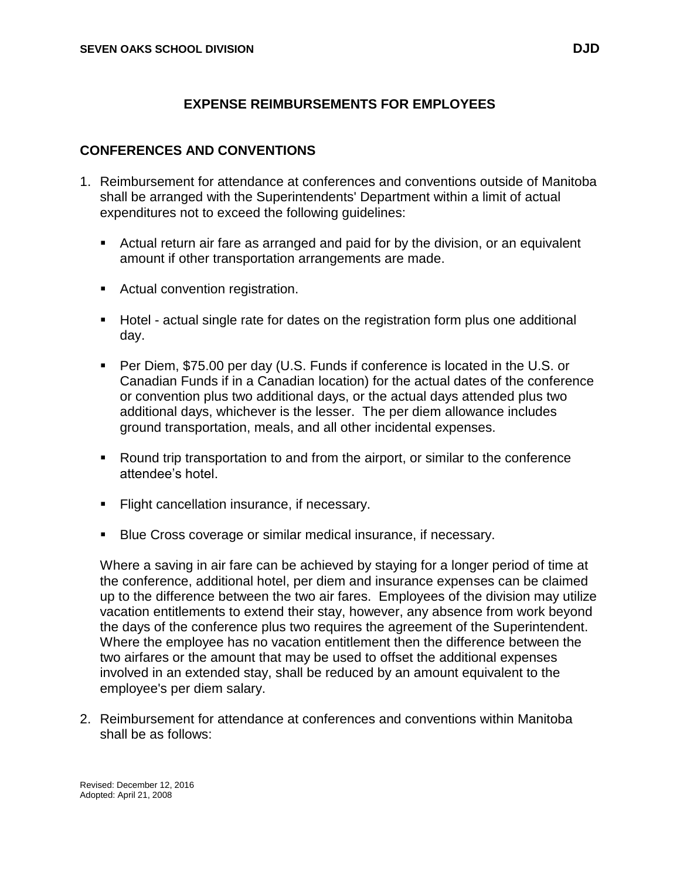# EXPENSE REIMBURSEMENTS FOR EMPLOYEES

## CONFERENCES AND CONVENTIONS

1. Reimbursement for attendance at conferences and conventions outside of Manitoba shall be arranged with the Superintendents' Department within a limit of actual expenditures not to exceed the following guidelines:

   - Actual return air fare as arranged and paid for by the division, or an equivalent amount if other transportation arrangements are made.
   - Actual convention registration.
   - Hotel - actual single rate for dates on the registration form plus one additional day.
   - Per Diem, $75.00 per day (U.S. Funds if conference is located in the U.S. or Canadian Funds if in a Canadian location) for the actual dates of the conference or convention plus two additional days, or the actual days attended plus two additional days, whichever is the lesser. The per diem allowance includes ground transportation, meals, and all other incidental expenses.
   - Round trip transportation to and from the airport, or similar to the conference attendee's hotel.
   - Flight cancellation insurance, if necessary.
   - Blue Cross coverage or similar medical insurance, if necessary.

   Where a saving in air fare can be achieved by staying for a longer period of time at the conference, additional hotel, per diem and insurance expenses can be claimed up to the difference between the two air fares. Employees of the division may utilize vacation entitlements to extend their stay, however, any absence from work beyond the days of the conference plus two requires the agreement of the Superintendent. Where the employee has no vacation entitlement then the difference between the two airfares or the amount that may be used to offset the additional expenses involved in an extended stay, shall be reduced by an amount equivalent to the employee's per diem salary.

2. Reimbursement for attendance at conferences and conventions within Manitoba shall be as follows: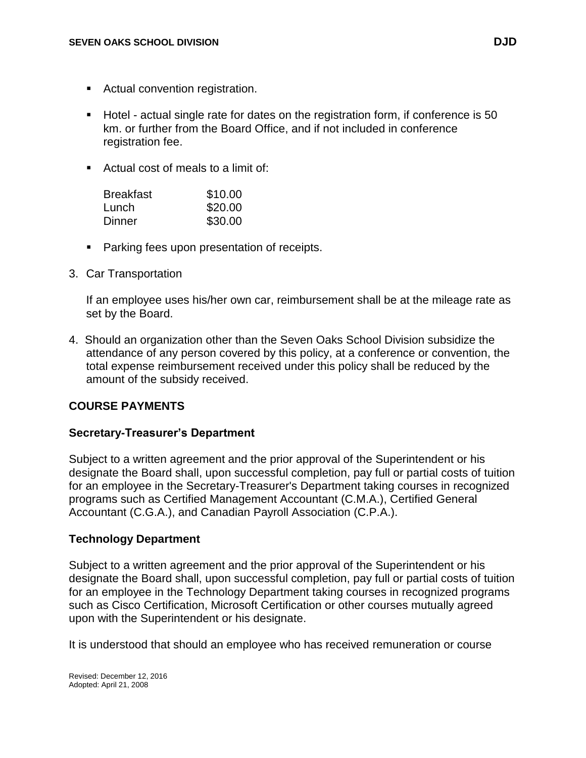- Actual convention registration.
- Hotel - actual single rate for dates on the registration form, if conference is 50 km. or further from the Board Office, and if not included in conference registration fee.
- Actual cost of meals to a limit of:

| Breakfast | $10.00 |
|---|---|
| Lunch | $20.00 |
| Dinner | $30.00 |

- Parking fees upon presentation of receipts.

3. Car Transportation

   If an employee uses his/her own car, reimbursement shall be at the mileage rate as set by the Board.

4. Should an organization other than the Seven Oaks School Division subsidize the attendance of any person covered by this policy, at a conference or convention, the total expense reimbursement received under this policy shall be reduced by the amount of the subsidy received.

## COURSE PAYMENTS

### Secretary-Treasurer's Department

Subject to a written agreement and the prior approval of the Superintendent or his designate the Board shall, upon successful completion, pay full or partial costs of tuition for an employee in the Secretary-Treasurer's Department taking courses in recognized programs such as Certified Management Accountant (C.M.A.), Certified General Accountant (C.G.A.), and Canadian Payroll Association (C.P.A.).

### Technology Department

Subject to a written agreement and the prior approval of the Superintendent or his designate the Board shall, upon successful completion, pay full or partial costs of tuition for an employee in the Technology Department taking courses in recognized programs such as Cisco Certification, Microsoft Certification or other courses mutually agreed upon with the Superintendent or his designate.

It is understood that should an employee who has received remuneration or course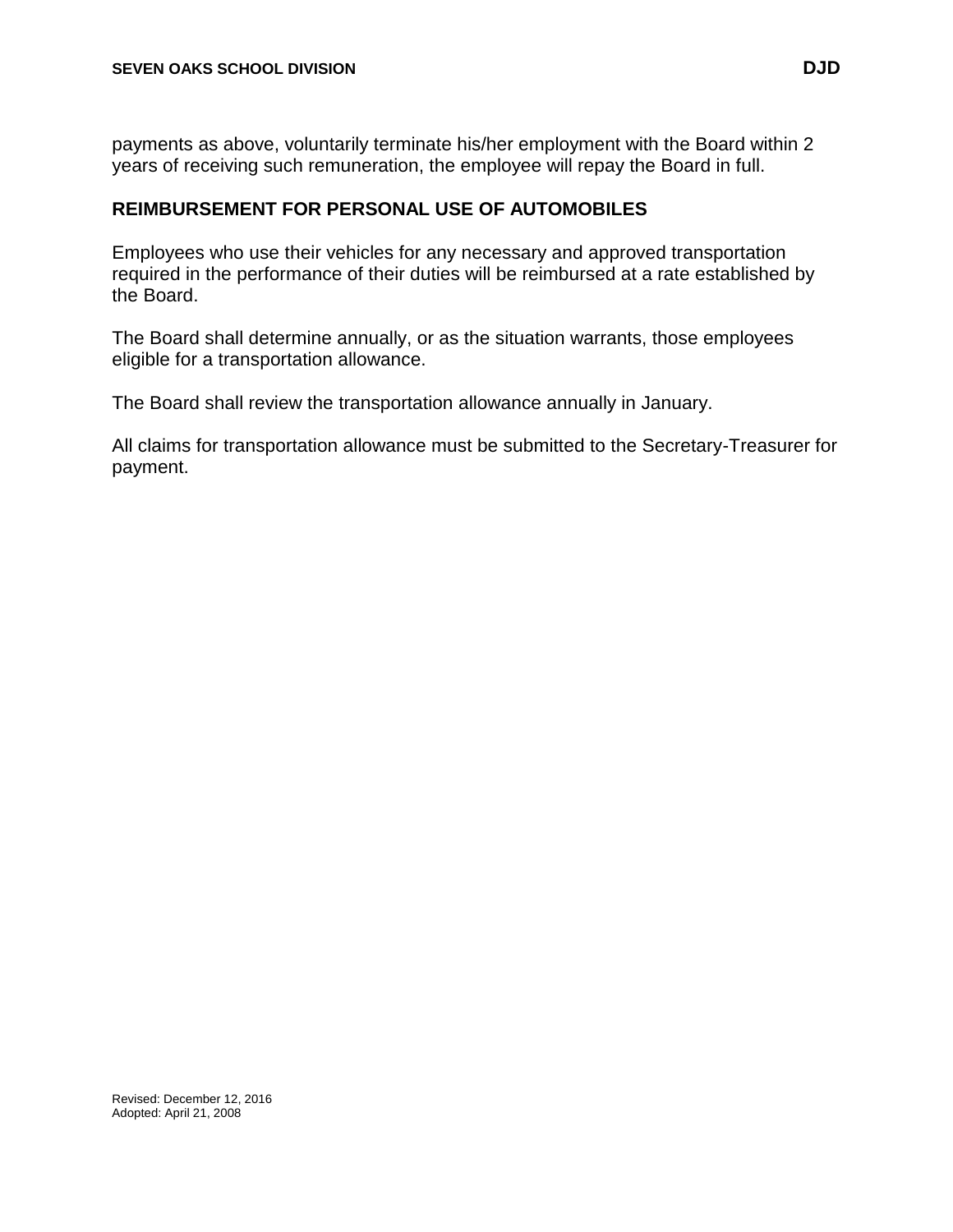payments as above, voluntarily terminate his/her employment with the Board within 2 years of receiving such remuneration, the employee will repay the Board in full.

## REIMBURSEMENT FOR PERSONAL USE OF AUTOMOBILES

Employees who use their vehicles for any necessary and approved transportation required in the performance of their duties will be reimbursed at a rate established by the Board.

The Board shall determine annually, or as the situation warrants, those employees eligible for a transportation allowance.

The Board shall review the transportation allowance annually in January.

All claims for transportation allowance must be submitted to the Secretary-Treasurer for payment.

Revised: December 12, 2016
Adopted: April 21, 2008